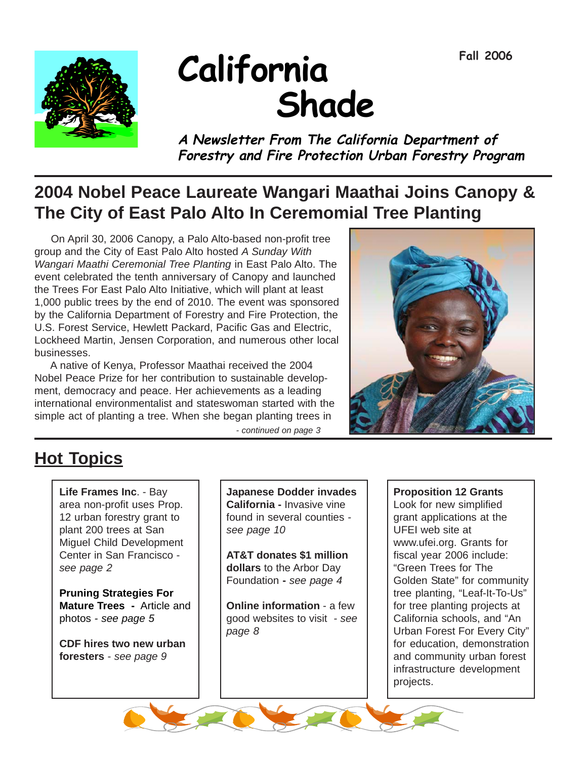Fall 2006

# California Shade

*A Newsletter From The California Department of Forestry and Fire Protection Urban Forestry Program*

## 2004 Nobel Peace Laureate Wangari Maathai Joins Canopy & The City of East Palo Alto In Ceremonial Tree Planting

On April 30, 2006 Canopy, a Palo Alto-based non-profit tree group and the City of East Palo Alto hosted *A Sunday With Wangari Maathi Ceremonial Tree Planting* in East Palo Alto. The event celebrated the tenth anniversary of Canopy and launched the Trees For East Palo Alto Initiative, which will plant at least 1,000 public trees by the end of 2010. The event was sponsored by the California Department of Forestry and Fire Protection, the U.S. Forest Service, Hewlett Packard, Pacific Gas and Electric, Lockheed Martin, Jensen Corporation, and numerous other local businesses.

A native of Kenya, Professor Maathai received the 2004 Nobel Peace Prize for her contribution to sustainable development, democracy and peace. Her achievements as a leading international environmentalist and stateswoman started with the simple act of planting a tree. When she began planting trees in

*- continued on page 3*

## Hot Topics

**Life Frames Inc**. - Bay area non-profit uses Prop. 12 urban forestry grant to plant 200 trees at San Miguel Child Development Center in San Francisco - *see page 2*

**Pruning Strategies For Mature Trees -** Article and photos - *see page 5*

**CDF hires two new urban foresters** - *see page 9*

**Japanese Dodder invades California -** Invasive vine found in several counties - *see page 10*

**AT&T donates $1 million dollars** to the Arbor Day Foundation **-** *see page 4*

**Online information** - a few good websites to visit - *see page 8*

**Proposition 12 Grants** Look for new simplified grant applications at the UFEI web site at www.ufei.org. Grants for fiscal year 2006 include: “Green Trees for The Golden State” for community tree planting, “Leaf-It-To-Us” for tree planting projects at California schools, and “An Urban Forest For Every City” for education, demonstration and community urban forest infrastructure development projects.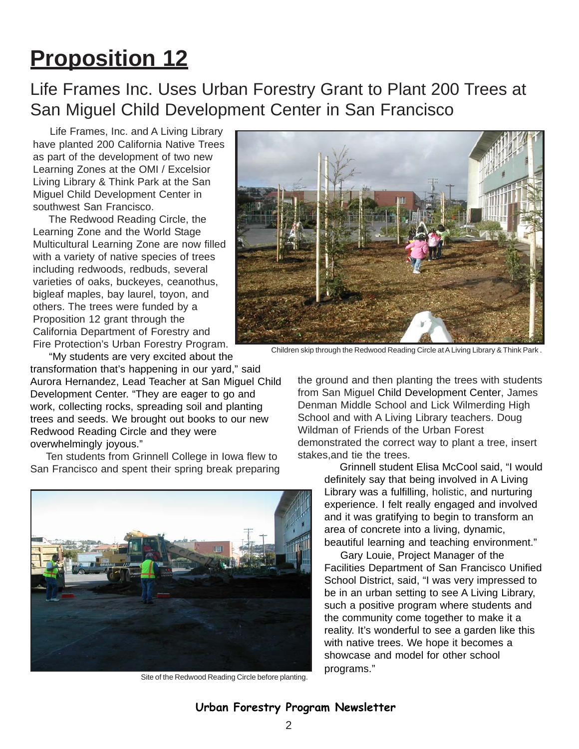# Proposition 12

## Life Frames Inc. Uses Urban Forestry Grant to Plant 200 Trees at San Miguel Child Development Center in San Francisco

Life Frames, Inc. and A Living Library have planted 200 California Native Trees as part of the development of two new Learning Zones at the OMI / Excelsior Living Library & Think Park at the San Miguel Child Development Center in southwest San Francisco.

The Redwood Reading Circle, the Learning Zone and the World Stage Multicultural Learning Zone are now filled with a variety of native species of trees including redwoods, redbuds, several varieties of oaks, buckeyes, ceanothus, bigleaf maples, bay laurel, toyon, and others. The trees were funded by a Proposition 12 grant through the California Department of Forestry and Fire Protection's Urban Forestry Program.

Children skip through the Redwood Reading Circle at A Living Library & Think Park .

"My students are very excited about the transformation that's happening in our yard," said Aurora Hernandez, Lead Teacher at San Miguel Child Development Center. "They are eager to go and work, collecting rocks, spreading soil and planting trees and seeds. We brought out books to our new Redwood Reading Circle and they were overwhelmingly joyous."

Ten students from Grinnell College in Iowa flew to San Francisco and spent their spring break preparing the ground and then planting the trees with students from San Miguel Child Development Center, James Denman Middle School and Lick Wilmerding High School and with A Living Library teachers. Doug Wildman of Friends of the Urban Forest demonstrated the correct way to plant a tree, insert stakes,and tie the trees.

Grinnell student Elisa McCool said, "I would definitely say that being involved in A Living Library was a fulfilling, holistic, and nurturing experience. I felt really engaged and involved and it was gratifying to begin to transform an area of concrete into a living, dynamic, beautiful learning and teaching environment."

Gary Louie, Project Manager of the Facilities Department of San Francisco Unified School District, said, "I was very impressed to be in an urban setting to see A Living Library, such a positive program where students and the community come together to make it a reality. It's wonderful to see a garden like this with native trees. We hope it becomes a showcase and model for other school programs."

Site of the Redwood Reading Circle before planting.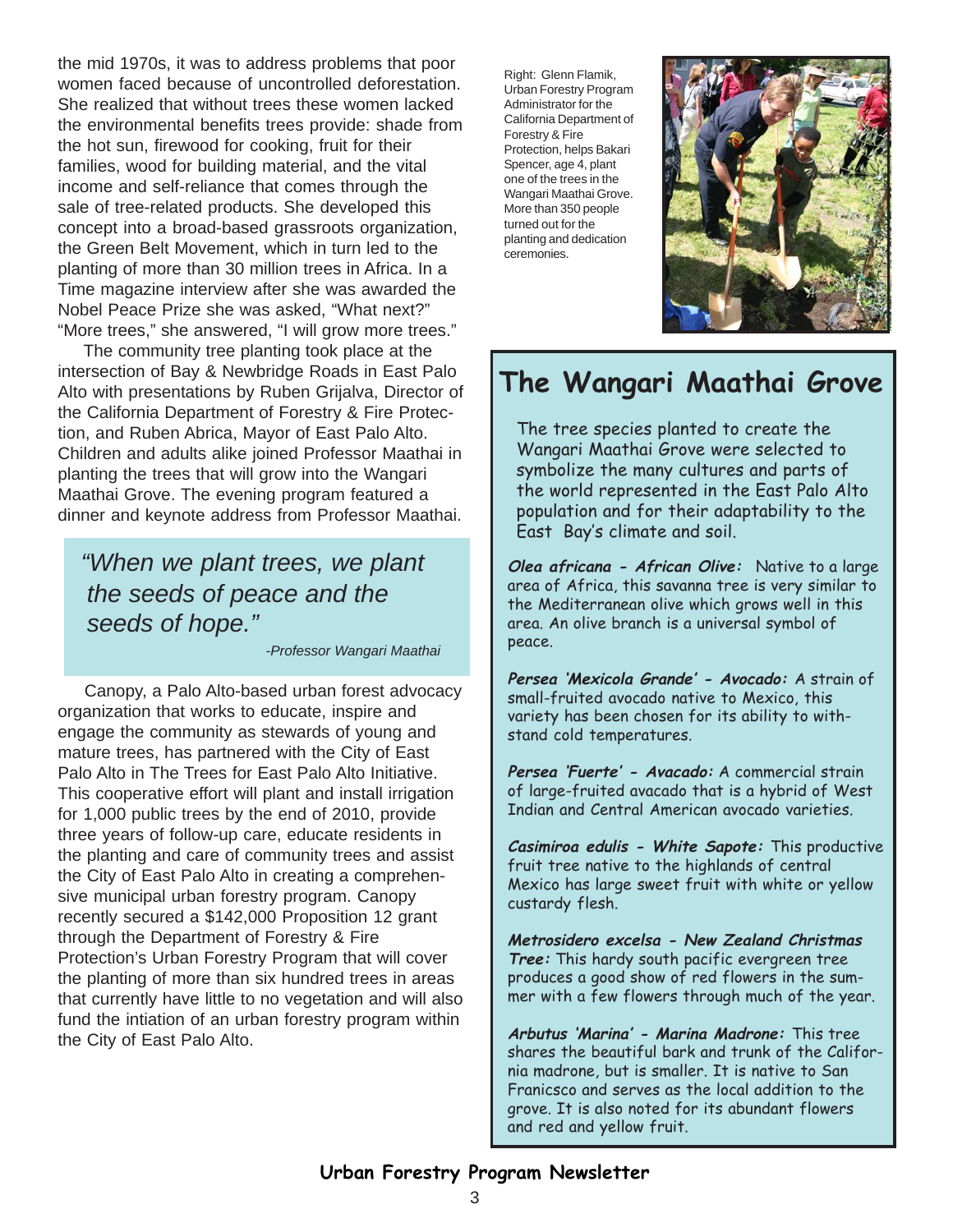the mid 1970s, it was to address problems that poor women faced because of uncontrolled deforestation. She realized that without trees these women lacked the environmental benefits trees provide: shade from the hot sun, firewood for cooking, fruit for their families, wood for building material, and the vital income and self-reliance that comes through the sale of tree-related products. She developed this concept into a broad-based grassroots organization, the Green Belt Movement, which in turn led to the planting of more than 30 million trees in Africa. In a Time magazine interview after she was awarded the Nobel Peace Prize she was asked, "What next?" "More trees," she answered, "I will grow more trees."

The community tree planting took place at the intersection of Bay & Newbridge Roads in East Palo Alto with presentations by Ruben Grijalva, Director of the California Department of Forestry & Fire Protection, and Ruben Abrica, Mayor of East Palo Alto. Children and adults alike joined Professor Maathai in planting the trees that will grow into the Wangari Maathai Grove. The evening program featured a dinner and keynote address from Professor Maathai.

> *"When we plant trees, we plant the seeds of peace and the seeds of hope."*
>
> *-Professor Wangari Maathai*

Canopy, a Palo Alto-based urban forest advocacy organization that works to educate, inspire and engage the community as stewards of young and mature trees, has partnered with the City of East Palo Alto in The Trees for East Palo Alto Initiative. This cooperative effort will plant and install irrigation for 1,000 public trees by the end of 2010, provide three years of follow-up care, educate residents in the planting and care of community trees and assist the City of East Palo Alto in creating a comprehensive municipal urban forestry program. Canopy recently secured a $142,000 Proposition 12 grant through the Department of Forestry & Fire Protection's Urban Forestry Program that will cover the planting of more than six hundred trees in areas that currently have little to no vegetation and will also fund the intiation of an urban forestry program within the City of East Palo Alto.

Right: Glenn Flamik, Urban Forestry Program Administrator for the California Department of Forestry & Fire Protection, helps Bakari Spencer, age 4, plant one of the trees in the Wangari Maathai Grove. More than 350 people turned out for the planting and dedication ceremonies.

## The Wangari Maathai Grove

The tree species planted to create the Wangari Maathai Grove were selected to symbolize the many cultures and parts of the world represented in the East Palo Alto population and for their adaptability to the East Bay's climate and soil.

***Olea africana* - African Olive:** Native to a large area of Africa, this savanna tree is very similar to the Mediterranean olive which grows well in this area. An olive branch is a universal symbol of peace.

***Persea 'Mexicola Grande'* - Avocado:** A strain of small-fruited avocado native to Mexico, this variety has been chosen for its ability to withstand cold temperatures.

***Persea 'Fuerte'* - Avacado:** A commercial strain of large-fruited avacado that is a hybrid of West Indian and Central American avocado varieties.

***Casimiroa edulis* - White Sapote:** This productive fruit tree native to the highlands of central Mexico has large sweet fruit with white or yellow custardy flesh.

***Metrosidero excelsa* - New Zealand Christmas Tree:** This hardy south pacific evergreen tree produces a good show of red flowers in the summer with a few flowers through much of the year.

***Arbutus 'Marina'* - Marina Madrone:** This tree shares the beautiful bark and trunk of the California madrone, but is smaller. It is native to San Franicsco and serves as the local addition to the grove. It is also noted for its abundant flowers and red and yellow fruit.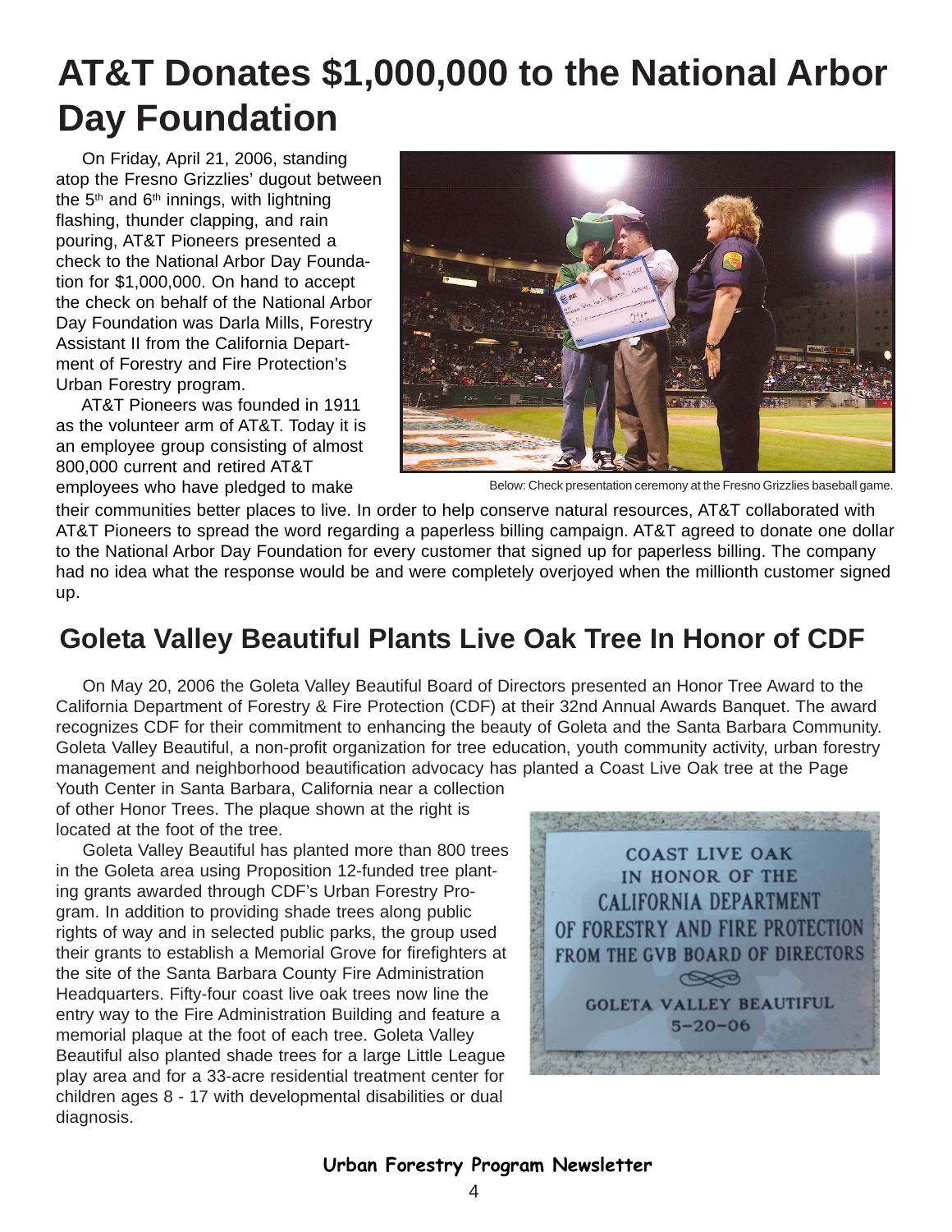# AT&T Donates $1,000,000 to the National Arbor Day Foundation

On Friday, April 21, 2006, standing atop the Fresno Grizzlies' dugout between the 5th and 6th innings, with lightning flashing, thunder clapping, and rain pouring, AT&T Pioneers presented a check to the National Arbor Day Foundation for $1,000,000. On hand to accept the check on behalf of the National Arbor Day Foundation was Darla Mills, Forestry Assistant II from the California Department of Forestry and Fire Protection's Urban Forestry program.

AT&T Pioneers was founded in 1911 as the volunteer arm of AT&T. Today it is an employee group consisting of almost 800,000 current and retired AT&T employees who have pledged to make their communities better places to live. In order to help conserve natural resources, AT&T collaborated with AT&T Pioneers to spread the word regarding a paperless billing campaign. AT&T agreed to donate one dollar to the National Arbor Day Foundation for every customer that signed up for paperless billing. The company had no idea what the response would be and were completely overjoyed when the millionth customer signed up.

Below: Check presentation ceremony at the Fresno Grizzlies baseball game.

## Goleta Valley Beautiful Plants Live Oak Tree In Honor of CDF

On May 20, 2006 the Goleta Valley Beautiful Board of Directors presented an Honor Tree Award to the California Department of Forestry & Fire Protection (CDF) at their 32nd Annual Awards Banquet. The award recognizes CDF for their commitment to enhancing the beauty of Goleta and the Santa Barbara Community. Goleta Valley Beautiful, a non-profit organization for tree education, youth community activity, urban forestry management and neighborhood beautification advocacy has planted a Coast Live Oak tree at the Page Youth Center in Santa Barbara, California near a collection of other Honor Trees. The plaque shown at the right is located at the foot of the tree.

Goleta Valley Beautiful has planted more than 800 trees in the Goleta area using Proposition 12-funded tree planting grants awarded through CDF's Urban Forestry Program. In addition to providing shade trees along public rights of way and in selected public parks, the group used their grants to establish a Memorial Grove for firefighters at the site of the Santa Barbara County Fire Administration Headquarters. Fifty-four coast live oak trees now line the entry way to the Fire Administration Building and feature a memorial plaque at the foot of each tree. Goleta Valley Beautiful also planted shade trees for a large Little League play area and for a 33-acre residential treatment center for children ages 8 - 17 with developmental disabilities or dual diagnosis.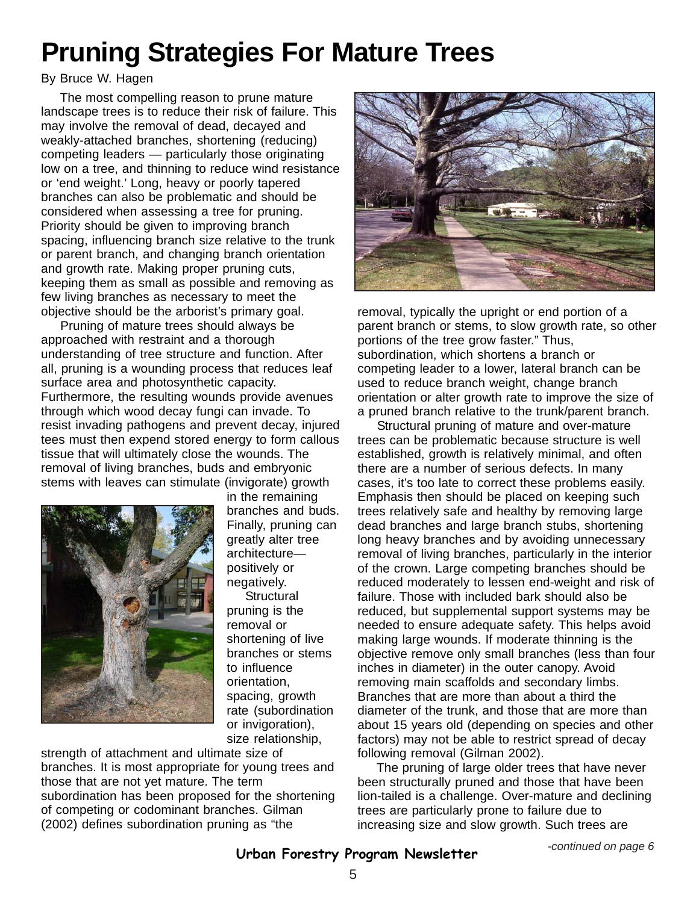# Pruning Strategies For Mature Trees

By Bruce W. Hagen

The most compelling reason to prune mature landscape trees is to reduce their risk of failure. This may involve the removal of dead, decayed and weakly-attached branches, shortening (reducing) competing leaders — particularly those originating low on a tree, and thinning to reduce wind resistance or 'end weight.' Long, heavy or poorly tapered branches can also be problematic and should be considered when assessing a tree for pruning. Priority should be given to improving branch spacing, influencing branch size relative to the trunk or parent branch, and changing branch orientation and growth rate. Making proper pruning cuts, keeping them as small as possible and removing as few living branches as necessary to meet the objective should be the arborist's primary goal.

Pruning of mature trees should always be approached with restraint and a thorough understanding of tree structure and function. After all, pruning is a wounding process that reduces leaf surface area and photosynthetic capacity. Furthermore, the resulting wounds provide avenues through which wood decay fungi can invade. To resist invading pathogens and prevent decay, injured tees must then expend stored energy to form callous tissue that will ultimately close the wounds. The removal of living branches, buds and embryonic stems with leaves can stimulate (invigorate) growth in the remaining branches and buds. Finally, pruning can greatly alter tree architecture—positively or negatively.

Structural pruning is the removal or shortening of live branches or stems to influence orientation, spacing, growth rate (subordination or invigoration), size relationship, strength of attachment and ultimate size of branches. It is most appropriate for young trees and those that are not yet mature. The term subordination has been proposed for the shortening of competing or codominant branches. Gilman (2002) defines subordination pruning as "the removal, typically the upright or end portion of a parent branch or stems, to slow growth rate, so other portions of the tree grow faster." Thus, subordination, which shortens a branch or competing leader to a lower, lateral branch can be used to reduce branch weight, change branch orientation or alter growth rate to improve the size of a pruned branch relative to the trunk/parent branch.

Structural pruning of mature and over-mature trees can be problematic because structure is well established, growth is relatively minimal, and often there are a number of serious defects. In many cases, it's too late to correct these problems easily. Emphasis then should be placed on keeping such trees relatively safe and healthy by removing large dead branches and large branch stubs, shortening long heavy branches and by avoiding unnecessary removal of living branches, particularly in the interior of the crown. Large competing branches should be reduced moderately to lessen end-weight and risk of failure. Those with included bark should also be reduced, but supplemental support systems may be needed to ensure adequate safety. This helps avoid making large wounds. If moderate thinning is the objective remove only small branches (less than four inches in diameter) in the outer canopy. Avoid removing main scaffolds and secondary limbs. Branches that are more than about a third the diameter of the trunk, and those that are more than about 15 years old (depending on species and other factors) may not be able to restrict spread of decay following removal (Gilman 2002).

The pruning of large older trees that have never been structurally pruned and those that have been lion-tailed is a challenge. Over-mature and declining trees are particularly prone to failure due to increasing size and slow growth. Such trees are

*-continued on page 6*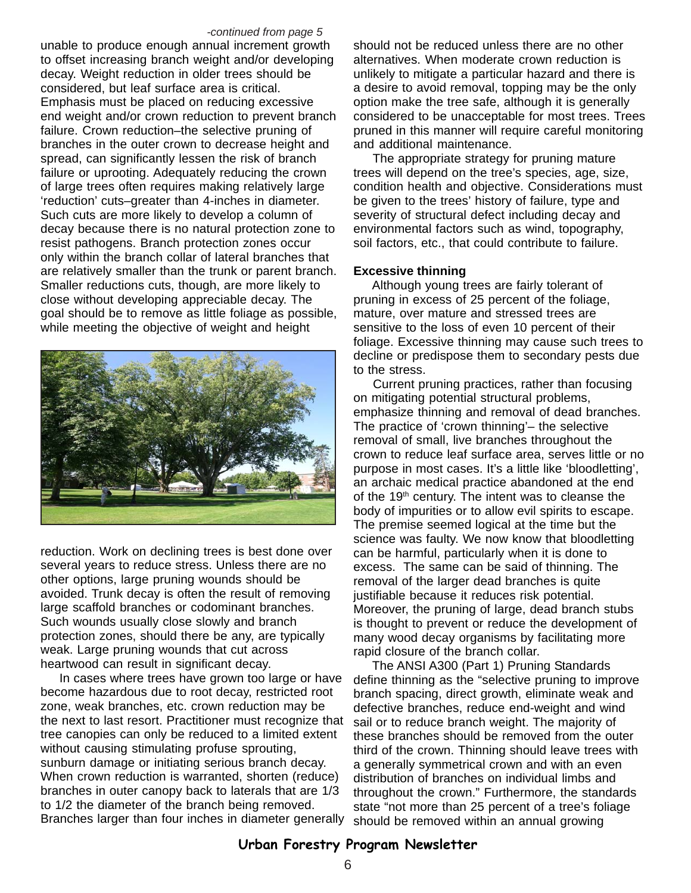*-continued from page 5*

unable to produce enough annual increment growth to offset increasing branch weight and/or developing decay. Weight reduction in older trees should be considered, but leaf surface area is critical. Emphasis must be placed on reducing excessive end weight and/or crown reduction to prevent branch failure. Crown reduction–the selective pruning of branches in the outer crown to decrease height and spread, can significantly lessen the risk of branch failure or uprooting. Adequately reducing the crown of large trees often requires making relatively large 'reduction' cuts–greater than 4-inches in diameter. Such cuts are more likely to develop a column of decay because there is no natural protection zone to resist pathogens. Branch protection zones occur only within the branch collar of lateral branches that are relatively smaller than the trunk or parent branch. Smaller reductions cuts, though, are more likely to close without developing appreciable decay. The goal should be to remove as little foliage as possible, while meeting the objective of weight and height reduction. Work on declining trees is best done over several years to reduce stress. Unless there are no other options, large pruning wounds should be avoided. Trunk decay is often the result of removing large scaffold branches or codominant branches. Such wounds usually close slowly and branch protection zones, should there be any, are typically weak. Large pruning wounds that cut across heartwood can result in significant decay.

In cases where trees have grown too large or have become hazardous due to root decay, restricted root zone, weak branches, etc. crown reduction may be the next to last resort. Practitioner must recognize that tree canopies can only be reduced to a limited extent without causing stimulating profuse sprouting, sunburn damage or initiating serious branch decay. When crown reduction is warranted, shorten (reduce) branches in outer canopy back to laterals that are 1/3 to 1/2 the diameter of the branch being removed. Branches larger than four inches in diameter generally should not be reduced unless there are no other alternatives. When moderate crown reduction is unlikely to mitigate a particular hazard and there is a desire to avoid removal, topping may be the only option make the tree safe, although it is generally considered to be unacceptable for most trees. Trees pruned in this manner will require careful monitoring and additional maintenance.

The appropriate strategy for pruning mature trees will depend on the tree's species, age, size, condition health and objective. Considerations must be given to the trees' history of failure, type and severity of structural defect including decay and environmental factors such as wind, topography, soil factors, etc., that could contribute to failure.

**Excessive thinning**

Although young trees are fairly tolerant of pruning in excess of 25 percent of the foliage, mature, over mature and stressed trees are sensitive to the loss of even 10 percent of their foliage. Excessive thinning may cause such trees to decline or predispose them to secondary pests due to the stress.

Current pruning practices, rather than focusing on mitigating potential structural problems, emphasize thinning and removal of dead branches. The practice of 'crown thinning'– the selective removal of small, live branches throughout the crown to reduce leaf surface area, serves little or no purpose in most cases. It's a little like 'bloodletting', an archaic medical practice abandoned at the end of the 19th century. The intent was to cleanse the body of impurities or to allow evil spirits to escape. The premise seemed logical at the time but the science was faulty. We now know that bloodletting can be harmful, particularly when it is done to excess. The same can be said of thinning. The removal of the larger dead branches is quite justifiable because it reduces risk potential. Moreover, the pruning of large, dead branch stubs is thought to prevent or reduce the development of many wood decay organisms by facilitating more rapid closure of the branch collar.

The ANSI A300 (Part 1) Pruning Standards define thinning as the "selective pruning to improve branch spacing, direct growth, eliminate weak and defective branches, reduce end-weight and wind sail or to reduce branch weight. The majority of these branches should be removed from the outer third of the crown. Thinning should leave trees with a generally symmetrical crown and with an even distribution of branches on individual limbs and throughout the crown." Furthermore, the standards state "not more than 25 percent of a tree's foliage should be removed within an annual growing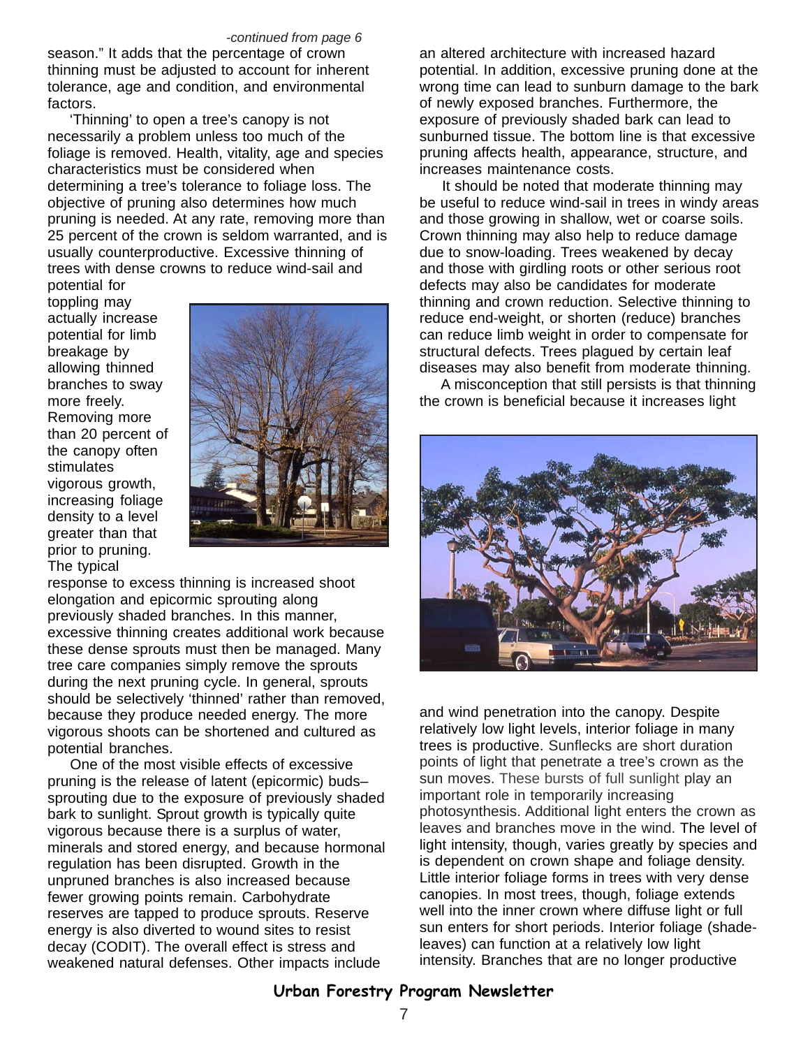*-continued from page 6*

season." It adds that the percentage of crown thinning must be adjusted to account for inherent tolerance, age and condition, and environmental factors.

'Thinning' to open a tree's canopy is not necessarily a problem unless too much of the foliage is removed. Health, vitality, age and species characteristics must be considered when determining a tree's tolerance to foliage loss. The objective of pruning also determines how much pruning is needed. At any rate, removing more than 25 percent of the crown is seldom warranted, and is usually counterproductive. Excessive thinning of trees with dense crowns to reduce wind-sail and potential for toppling may actually increase potential for limb breakage by allowing thinned branches to sway more freely. Removing more than 20 percent of the canopy often stimulates vigorous growth, increasing foliage density to a level greater than that prior to pruning. The typical response to excess thinning is increased shoot elongation and epicormic sprouting along previously shaded branches. In this manner, excessive thinning creates additional work because these dense sprouts must then be managed. Many tree care companies simply remove the sprouts during the next pruning cycle. In general, sprouts should be selectively 'thinned' rather than removed, because they produce needed energy. The more vigorous shoots can be shortened and cultured as potential branches.

One of the most visible effects of excessive pruning is the release of latent (epicormic) buds–sprouting due to the exposure of previously shaded bark to sunlight. Sprout growth is typically quite vigorous because there is a surplus of water, minerals and stored energy, and because hormonal regulation has been disrupted. Growth in the unpruned branches is also increased because fewer growing points remain. Carbohydrate reserves are tapped to produce sprouts. Reserve energy is also diverted to wound sites to resist decay (CODIT). The overall effect is stress and weakened natural defenses. Other impacts include an altered architecture with increased hazard potential. In addition, excessive pruning done at the wrong time can lead to sunburn damage to the bark of newly exposed branches. Furthermore, the exposure of previously shaded bark can lead to sunburned tissue. The bottom line is that excessive pruning affects health, appearance, structure, and increases maintenance costs.

It should be noted that moderate thinning may be useful to reduce wind-sail in trees in windy areas and those growing in shallow, wet or coarse soils. Crown thinning may also help to reduce damage due to snow-loading. Trees weakened by decay and those with girdling roots or other serious root defects may also be candidates for moderate thinning and crown reduction. Selective thinning to reduce end-weight, or shorten (reduce) branches can reduce limb weight in order to compensate for structural defects. Trees plagued by certain leaf diseases may also benefit from moderate thinning.

A misconception that still persists is that thinning the crown is beneficial because it increases light and wind penetration into the canopy. Despite relatively low light levels, interior foliage in many trees is productive. Sunflecks are short duration points of light that penetrate a tree's crown as the sun moves. These bursts of full sunlight play an important role in temporarily increasing photosynthesis. Additional light enters the crown as leaves and branches move in the wind. The level of light intensity, though, varies greatly by species and is dependent on crown shape and foliage density. Little interior foliage forms in trees with very dense canopies. In most trees, though, foliage extends well into the inner crown where diffuse light or full sun enters for short periods. Interior foliage (shade-leaves) can function at a relatively low light intensity. Branches that are no longer productive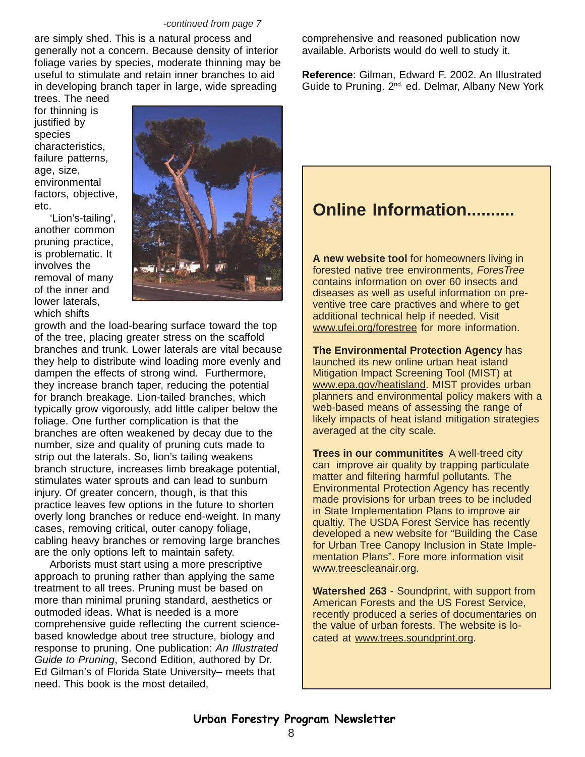*-continued from page 7*

are simply shed. This is a natural process and generally not a concern. Because density of interior foliage varies by species, moderate thinning may be useful to stimulate and retain inner branches to aid in developing branch taper in large, wide spreading trees. The need for thinning is justified by species characteristics, failure patterns, age, size, environmental factors, objective, etc.

'Lion's-tailing', another common pruning practice, is problematic. It involves the removal of many of the inner and lower laterals, which shifts growth and the load-bearing surface toward the top of the tree, placing greater stress on the scaffold branches and trunk. Lower laterals are vital because they help to distribute wind loading more evenly and dampen the effects of strong wind. Furthermore, they increase branch taper, reducing the potential for branch breakage. Lion-tailed branches, which typically grow vigorously, add little caliper below the foliage. One further complication is that the branches are often weakened by decay due to the number, size and quality of pruning cuts made to strip out the laterals. So, lion's tailing weakens branch structure, increases limb breakage potential, stimulates water sprouts and can lead to sunburn injury. Of greater concern, though, is that this practice leaves few options in the future to shorten overly long branches or reduce end-weight. In many cases, removing critical, outer canopy foliage, cabling heavy branches or removing large branches are the only options left to maintain safety.

Arborists must start using a more prescriptive approach to pruning rather than applying the same treatment to all trees. Pruning must be based on more than minimal pruning standard, aesthetics or outmoded ideas. What is needed is a more comprehensive guide reflecting the current science-based knowledge about tree structure, biology and response to pruning. One publication: *An Illustrated Guide to Pruning*, Second Edition, authored by Dr. Ed Gilman's of Florida State University– meets that need. This book is the most detailed, comprehensive and reasoned publication now available. Arborists would do well to study it.

**Reference**: Gilman, Edward F. 2002. An Illustrated Guide to Pruning. 2nd. ed. Delmar, Albany New York

## Online Information..........

**A new website tool** for homeowners living in forested native tree environments, *ForesTree* contains information on over 60 insects and diseases as well as useful information on preventive tree care practives and where to get additional technical help if needed. Visit www.ufei.org/forestree for more information.

**The Environmental Protection Agency** has launched its new online urban heat island Mitigation Impact Screening Tool (MIST) at www.epa.gov/heatisland. MIST provides urban planners and environmental policy makers with a web-based means of assessing the range of likely impacts of heat island mitigation strategies averaged at the city scale.

**Trees in our communitites** A well-treed city can improve air quality by trapping particulate matter and filtering harmful pollutants. The Environmental Protection Agency has recently made provisions for urban trees to be included in State Implementation Plans to improve air qualtiy. The USDA Forest Service has recently developed a new website for "Building the Case for Urban Tree Canopy Inclusion in State Implementation Plans". Fore more information visit www.treescleanair.org.

**Watershed 263** - Soundprint, with support from American Forests and the US Forest Service, recently produced a series of documentaries on the value of urban forests. The website is located at www.trees.soundprint.org.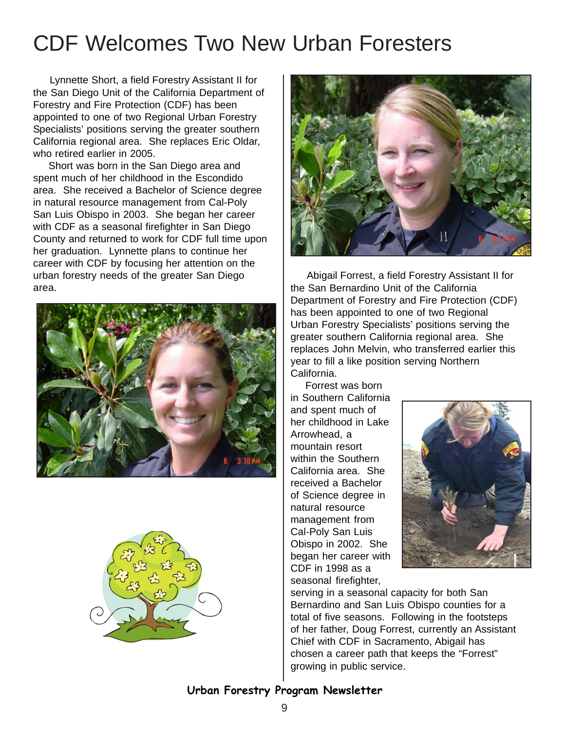# CDF Welcomes Two New Urban Foresters

Lynnette Short, a field Forestry Assistant II for the San Diego Unit of the California Department of Forestry and Fire Protection (CDF) has been appointed to one of two Regional Urban Forestry Specialists' positions serving the greater southern California regional area. She replaces Eric Oldar, who retired earlier in 2005.

Short was born in the San Diego area and spent much of her childhood in the Escondido area. She received a Bachelor of Science degree in natural resource management from Cal-Poly San Luis Obispo in 2003. She began her career with CDF as a seasonal firefighter in San Diego County and returned to work for CDF full time upon her graduation. Lynnette plans to continue her career with CDF by focusing her attention on the urban forestry needs of the greater San Diego area.

Abigail Forrest, a field Forestry Assistant II for the San Bernardino Unit of the California Department of Forestry and Fire Protection (CDF) has been appointed to one of two Regional Urban Forestry Specialists' positions serving the greater southern California regional area. She replaces John Melvin, who transferred earlier this year to fill a like position serving Northern California.

Forrest was born in Southern California and spent much of her childhood in Lake Arrowhead, a mountain resort within the Southern California area. She received a Bachelor of Science degree in natural resource management from Cal-Poly San Luis Obispo in 2002. She began her career with CDF in 1998 as a seasonal firefighter, serving in a seasonal capacity for both San Bernardino and San Luis Obispo counties for a total of five seasons. Following in the footsteps of her father, Doug Forrest, currently an Assistant Chief with CDF in Sacramento, Abigail has chosen a career path that keeps the "Forrest" growing in public service.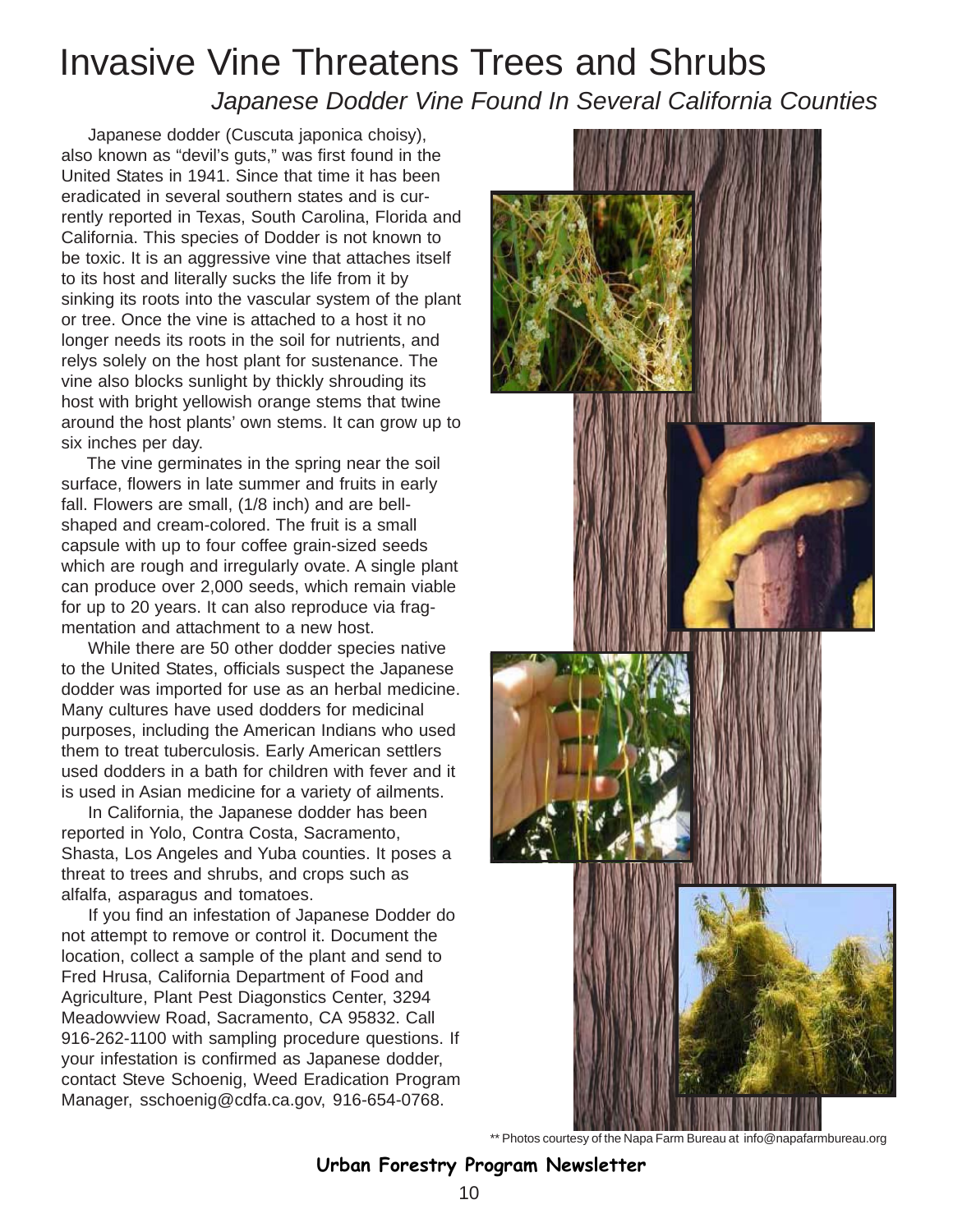# Invasive Vine Threatens Trees and Shrubs

## *Japanese Dodder Vine Found In Several California Counties*

Japanese dodder (Cuscuta japonica choisy), also known as "devil's guts," was first found in the United States in 1941. Since that time it has been eradicated in several southern states and is currently reported in Texas, South Carolina, Florida and California. This species of Dodder is not known to be toxic. It is an aggressive vine that attaches itself to its host and literally sucks the life from it by sinking its roots into the vascular system of the plant or tree. Once the vine is attached to a host it no longer needs its roots in the soil for nutrients, and relys solely on the host plant for sustenance. The vine also blocks sunlight by thickly shrouding its host with bright yellowish orange stems that twine around the host plants' own stems. It can grow up to six inches per day.

The vine germinates in the spring near the soil surface, flowers in late summer and fruits in early fall. Flowers are small, (1/8 inch) and are bell-shaped and cream-colored. The fruit is a small capsule with up to four coffee grain-sized seeds which are rough and irregularly ovate. A single plant can produce over 2,000 seeds, which remain viable for up to 20 years. It can also reproduce via fragmentation and attachment to a new host.

While there are 50 other dodder species native to the United States, officials suspect the Japanese dodder was imported for use as an herbal medicine. Many cultures have used dodders for medicinal purposes, including the American Indians who used them to treat tuberculosis. Early American settlers used dodders in a bath for children with fever and it is used in Asian medicine for a variety of ailments.

In California, the Japanese dodder has been reported in Yolo, Contra Costa, Sacramento, Shasta, Los Angeles and Yuba counties. It poses a threat to trees and shrubs, and crops such as alfalfa, asparagus and tomatoes.

If you find an infestation of Japanese Dodder do not attempt to remove or control it. Document the location, collect a sample of the plant and send to Fred Hrusa, California Department of Food and Agriculture, Plant Pest Diagonstics Center, 3294 Meadowview Road, Sacramento, CA 95832. Call 916-262-1100 with sampling procedure questions. If your infestation is confirmed as Japanese dodder, contact Steve Schoenig, Weed Eradication Program Manager, sschoenig@cdfa.ca.gov, 916-654-0768.

** Photos courtesy of the Napa Farm Bureau at info@napafarmbureau.org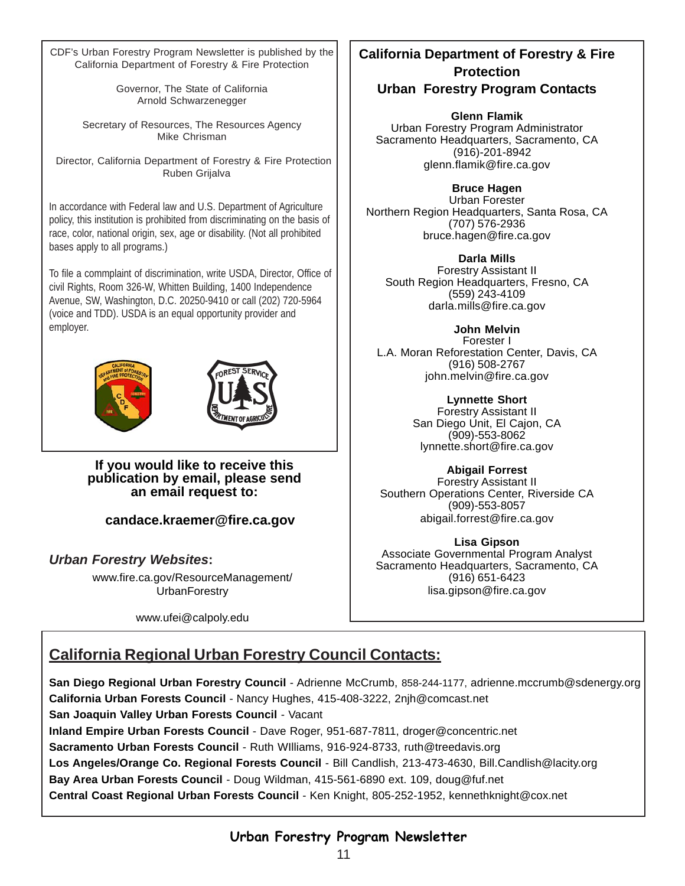CDF's Urban Forestry Program Newsletter is published by the California Department of Forestry & Fire Protection

Governor, The State of California
Arnold Schwarzenegger

Secretary of Resources, The Resources Agency
Mike Chrisman

Director, California Department of Forestry & Fire Protection
Ruben Grijalva

In accordance with Federal law and U.S. Department of Agriculture policy, this institution is prohibited from discriminating on the basis of race, color, national origin, sex, age or disability. (Not all prohibited bases apply to all programs.)

To file a commplaint of discrimination, write USDA, Director, Office of civil Rights, Room 326-W, Whitten Building, 1400 Independence Avenue, SW, Washington, D.C. 20250-9410 or call (202) 720-5964 (voice and TDD). USDA is an equal opportunity provider and employer.

**If you would like to receive this publication by email, please send an email request to:**

**candace.kraemer@fire.ca.gov**

***Urban Forestry Websites*:**

www.fire.ca.gov/ResourceManagement/UrbanForestry

www.ufei@calpoly.edu

## California Department of Forestry & Fire Protection Urban Forestry Program Contacts

**Glenn Flamik**
Urban Forestry Program Administrator
Sacramento Headquarters, Sacramento, CA
(916)-201-8942
glenn.flamik@fire.ca.gov

**Bruce Hagen**
Urban Forester
Northern Region Headquarters, Santa Rosa, CA
(707) 576-2936
bruce.hagen@fire.ca.gov

**Darla Mills**
Forestry Assistant II
South Region Headquarters, Fresno, CA
(559) 243-4109
darla.mills@fire.ca.gov

**John Melvin**
Forester I
L.A. Moran Reforestation Center, Davis, CA
(916) 508-2767
john.melvin@fire.ca.gov

**Lynnette Short**
Forestry Assistant II
San Diego Unit, El Cajon, CA
(909)-553-8062
lynnette.short@fire.ca.gov

**Abigail Forrest**
Forestry Assistant II
Southern Operations Center, Riverside CA
(909)-553-8057
abigail.forrest@fire.ca.gov

**Lisa Gipson**
Associate Governmental Program Analyst
Sacramento Headquarters, Sacramento, CA
(916) 651-6423
lisa.gipson@fire.ca.gov

## California Regional Urban Forestry Council Contacts:

**San Diego Regional Urban Forestry Council** - Adrienne McCrumb, 858-244-1177, adrienne.mccrumb@sdenergy.org
**California Urban Forests Council** - Nancy Hughes, 415-408-3222, 2njh@comcast.net
**San Joaquin Valley Urban Forests Council** - Vacant
**Inland Empire Urban Forests Council** - Dave Roger, 951-687-7811, droger@concentric.net
**Sacramento Urban Forests Council** - Ruth WIlliams, 916-924-8733, ruth@treedavis.org
**Los Angeles/Orange Co. Regional Forests Council** - Bill Candlish, 213-473-4630, Bill.Candlish@lacity.org
**Bay Area Urban Forests Council** - Doug Wildman, 415-561-6890 ext. 109, doug@fuf.net
**Central Coast Regional Urban Forests Council** - Ken Knight, 805-252-1952, kennethknight@cox.net